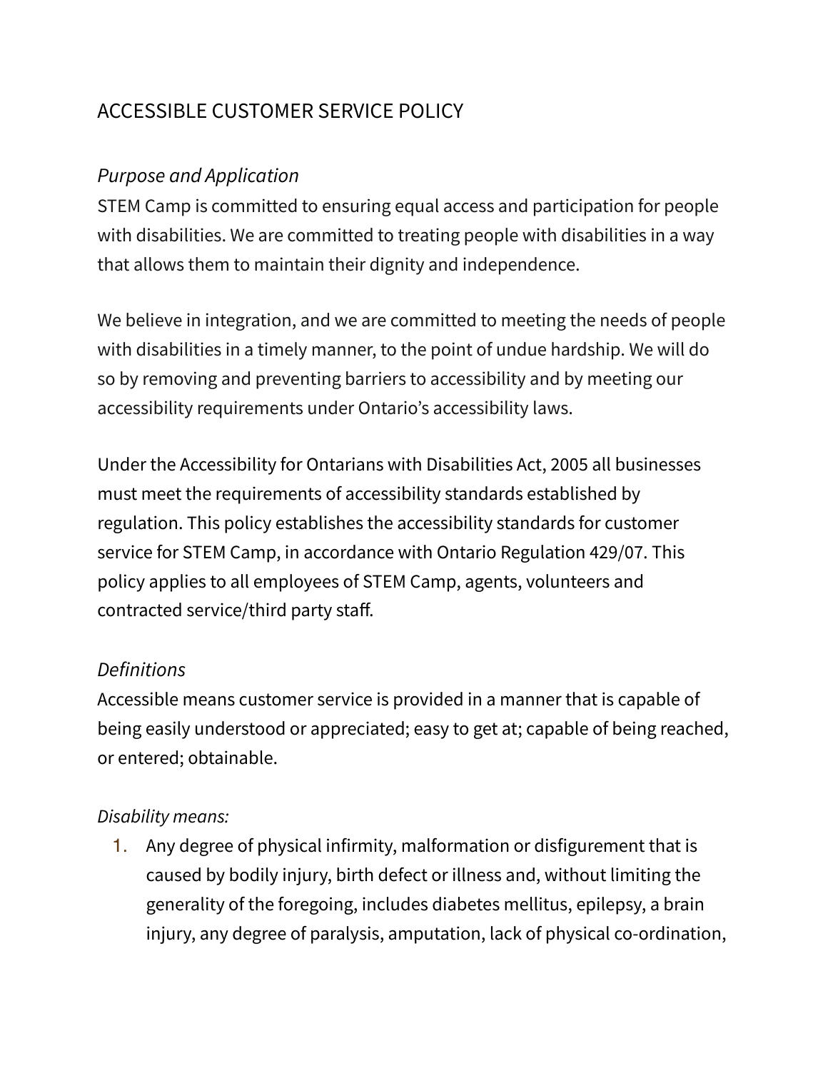# ACCESSIBLE CUSTOMER SERVICE POLICY

## *Purpose and Application*

STEM Camp is committed to ensuring equal access and participation for people with disabilities. We are committed to treating people with disabilities in a way that allows them to maintain their dignity and independence.

We believe in integration, and we are committed to meeting the needs of people with disabilities in a timely manner, to the point of undue hardship. We will do so by removing and preventing barriers to accessibility and by meeting our accessibility requirements under Ontario's accessibility laws.

Under the Accessibility for Ontarians with Disabilities Act, 2005 all businesses must meet the requirements of accessibility standards established by regulation. This policy establishes the accessibility standards for customer service for STEM Camp, in accordance with Ontario Regulation 429/07. This policy applies to all employees of STEM Camp, agents, volunteers and contracted service/third party staff.

## *Definitions*

Accessible means customer service is provided in a manner that is capable of being easily understood or appreciated; easy to get at; capable of being reached, or entered; obtainable.

*Disability means:*

1. Any degree of physical infirmity, malformation or disfigurement that is caused by bodily injury, birth defect or illness and, without limiting the generality of the foregoing, includes diabetes mellitus, epilepsy, a brain injury, any degree of paralysis, amputation, lack of physical co-ordination,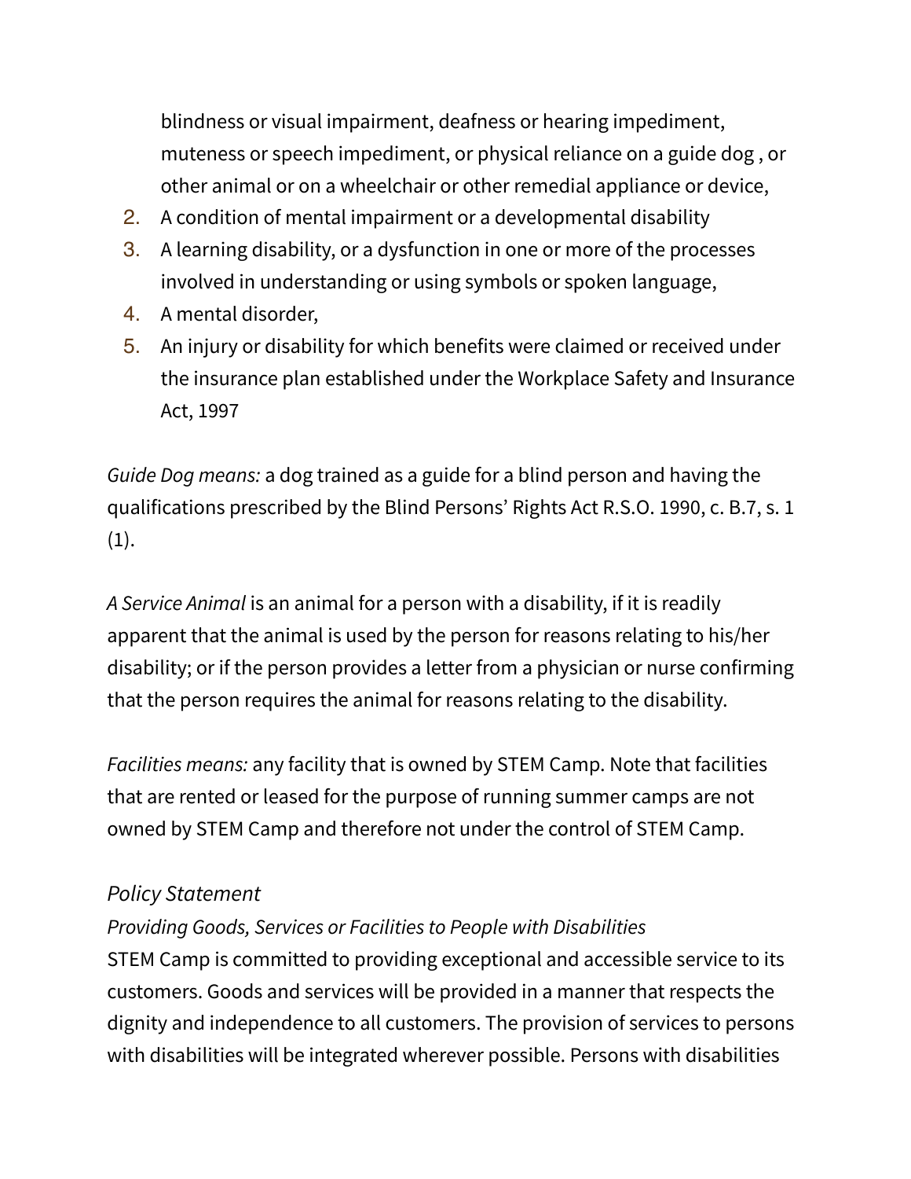blindness or visual impairment, deafness or hearing impediment, muteness or speech impediment, or physical reliance on a guide dog , or other animal or on a wheelchair or other remedial appliance or device,

2. A condition of mental impairment or a developmental disability
3. A learning disability, or a dysfunction in one or more of the processes involved in understanding or using symbols or spoken language,
4. A mental disorder,
5. An injury or disability for which benefits were claimed or received under the insurance plan established under the Workplace Safety and Insurance Act, 1997

*Guide Dog means:* a dog trained as a guide for a blind person and having the qualifications prescribed by the Blind Persons' Rights Act R.S.O. 1990, c. B.7, s. 1 (1).

*A Service Animal* is an animal for a person with a disability, if it is readily apparent that the animal is used by the person for reasons relating to his/her disability; or if the person provides a letter from a physician or nurse confirming that the person requires the animal for reasons relating to the disability.

*Facilities means:* any facility that is owned by STEM Camp. Note that facilities that are rented or leased for the purpose of running summer camps are not owned by STEM Camp and therefore not under the control of STEM Camp.

## *Policy Statement*

### *Providing Goods, Services or Facilities to People with Disabilities*

STEM Camp is committed to providing exceptional and accessible service to its customers. Goods and services will be provided in a manner that respects the dignity and independence to all customers. The provision of services to persons with disabilities will be integrated wherever possible. Persons with disabilities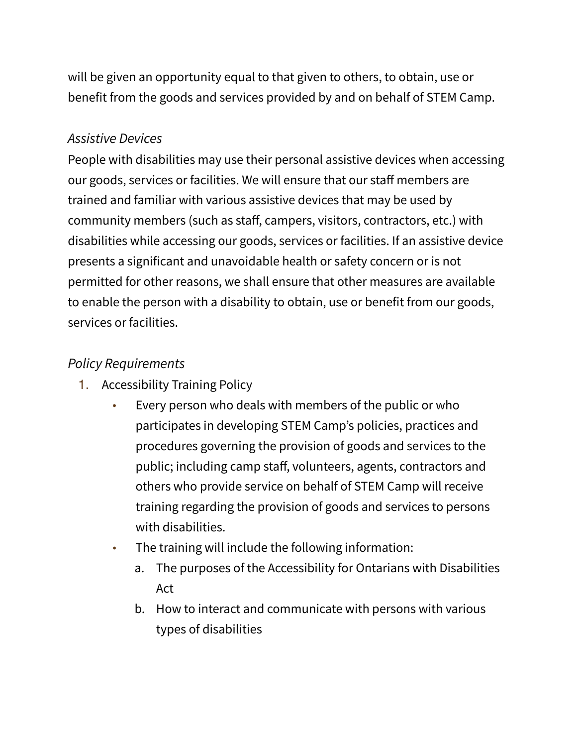will be given an opportunity equal to that given to others, to obtain, use or benefit from the goods and services provided by and on behalf of STEM Camp.

*Assistive Devices*

People with disabilities may use their personal assistive devices when accessing our goods, services or facilities. We will ensure that our staff members are trained and familiar with various assistive devices that may be used by community members (such as staff, campers, visitors, contractors, etc.) with disabilities while accessing our goods, services or facilities. If an assistive device presents a significant and unavoidable health or safety concern or is not permitted for other reasons, we shall ensure that other measures are available to enable the person with a disability to obtain, use or benefit from our goods, services or facilities.

*Policy Requirements*

1. Accessibility Training Policy
    - Every person who deals with members of the public or who participates in developing STEM Camp's policies, practices and procedures governing the provision of goods and services to the public; including camp staff, volunteers, agents, contractors and others who provide service on behalf of STEM Camp will receive training regarding the provision of goods and services to persons with disabilities.
    - The training will include the following information:
        a. The purposes of the Accessibility for Ontarians with Disabilities Act
        b. How to interact and communicate with persons with various types of disabilities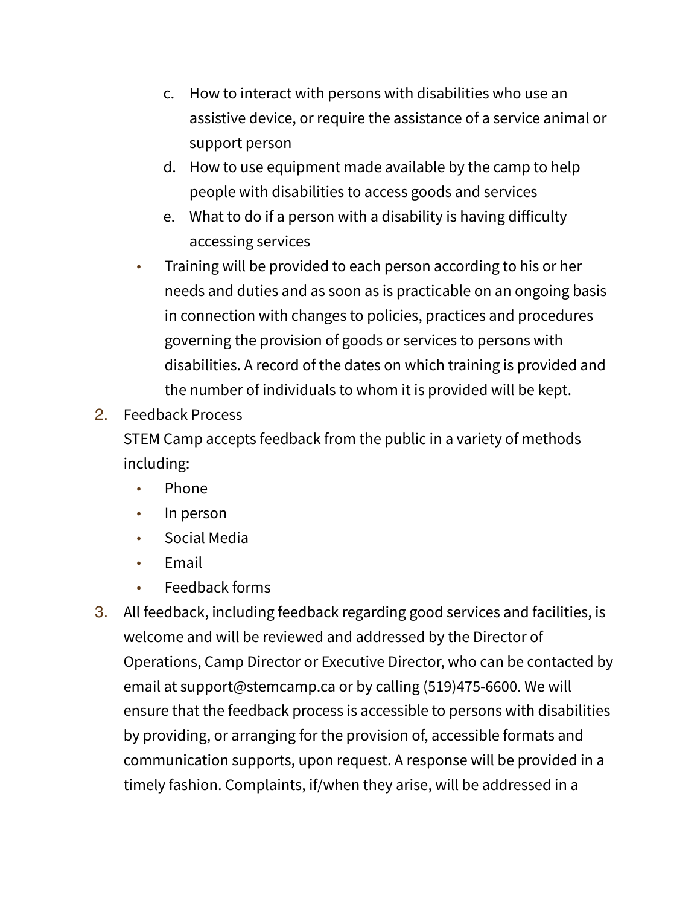c. How to interact with persons with disabilities who use an assistive device, or require the assistance of a service animal or support person
   d. How to use equipment made available by the camp to help people with disabilities to access goods and services
   e. What to do if a person with a disability is having difficulty accessing services

   - Training will be provided to each person according to his or her needs and duties and as soon as is practicable on an ongoing basis in connection with changes to policies, practices and procedures governing the provision of goods or services to persons with disabilities. A record of the dates on which training is provided and the number of individuals to whom it is provided will be kept.

2. Feedback Process
   STEM Camp accepts feedback from the public in a variety of methods including:
   - Phone
   - In person
   - Social Media
   - Email
   - Feedback forms
3. All feedback, including feedback regarding good services and facilities, is welcome and will be reviewed and addressed by the Director of Operations, Camp Director or Executive Director, who can be contacted by email at support@stemcamp.ca or by calling (519)475-6600. We will ensure that the feedback process is accessible to persons with disabilities by providing, or arranging for the provision of, accessible formats and communication supports, upon request. A response will be provided in a timely fashion. Complaints, if/when they arise, will be addressed in a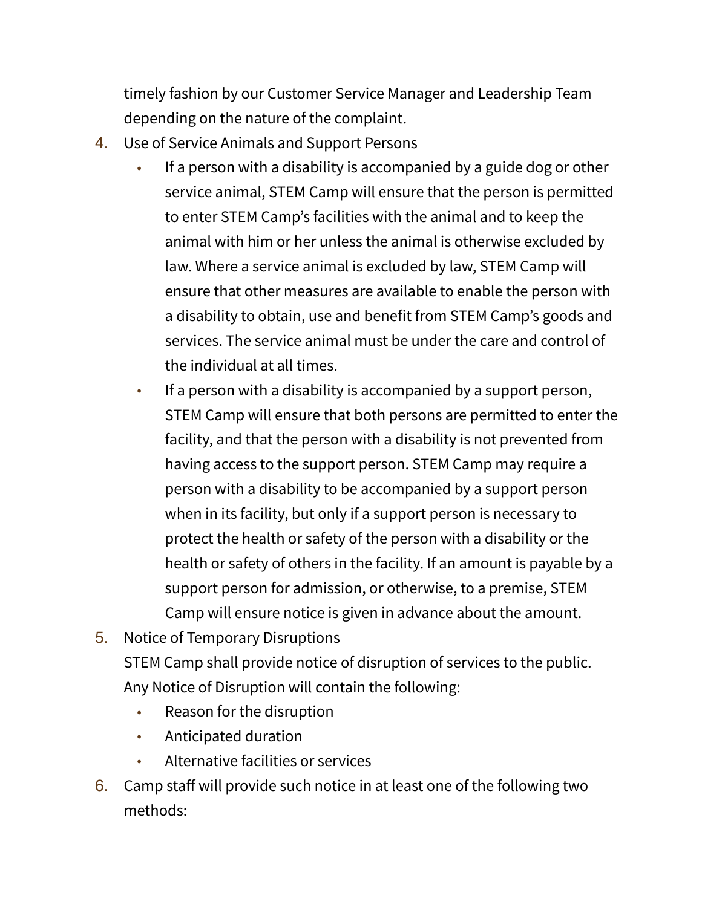timely fashion by our Customer Service Manager and Leadership Team depending on the nature of the complaint.

4. Use of Service Animals and Support Persons
   - If a person with a disability is accompanied by a guide dog or other service animal, STEM Camp will ensure that the person is permitted to enter STEM Camp's facilities with the animal and to keep the animal with him or her unless the animal is otherwise excluded by law. Where a service animal is excluded by law, STEM Camp will ensure that other measures are available to enable the person with a disability to obtain, use and benefit from STEM Camp's goods and services. The service animal must be under the care and control of the individual at all times.
   - If a person with a disability is accompanied by a support person, STEM Camp will ensure that both persons are permitted to enter the facility, and that the person with a disability is not prevented from having access to the support person. STEM Camp may require a person with a disability to be accompanied by a support person when in its facility, but only if a support person is necessary to protect the health or safety of the person with a disability or the health or safety of others in the facility. If an amount is payable by a support person for admission, or otherwise, to a premise, STEM Camp will ensure notice is given in advance about the amount.
5. Notice of Temporary Disruptions
   STEM Camp shall provide notice of disruption of services to the public. Any Notice of Disruption will contain the following:
   - Reason for the disruption
   - Anticipated duration
   - Alternative facilities or services
6. Camp staff will provide such notice in at least one of the following two methods: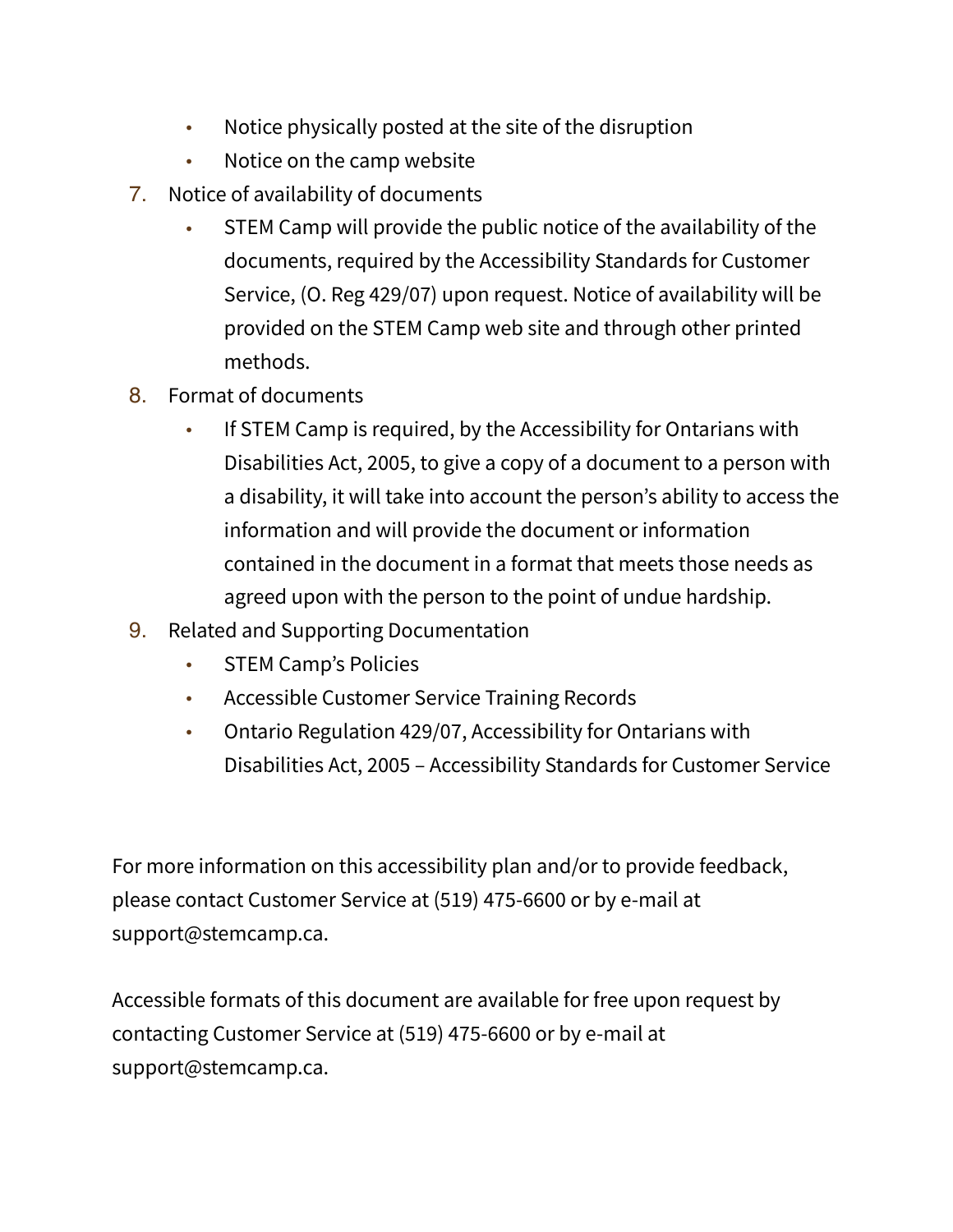- Notice physically posted at the site of the disruption
- Notice on the camp website

7. Notice of availability of documents
    - STEM Camp will provide the public notice of the availability of the documents, required by the Accessibility Standards for Customer Service, (O. Reg 429/07) upon request. Notice of availability will be provided on the STEM Camp web site and through other printed methods.
8. Format of documents
    - If STEM Camp is required, by the Accessibility for Ontarians with Disabilities Act, 2005, to give a copy of a document to a person with a disability, it will take into account the person's ability to access the information and will provide the document or information contained in the document in a format that meets those needs as agreed upon with the person to the point of undue hardship.
9. Related and Supporting Documentation
    - STEM Camp's Policies
    - Accessible Customer Service Training Records
    - Ontario Regulation 429/07, Accessibility for Ontarians with Disabilities Act, 2005 – Accessibility Standards for Customer Service

For more information on this accessibility plan and/or to provide feedback, please contact Customer Service at (519) 475-6600 or by e-mail at support@stemcamp.ca.

Accessible formats of this document are available for free upon request by contacting Customer Service at (519) 475-6600 or by e-mail at support@stemcamp.ca.